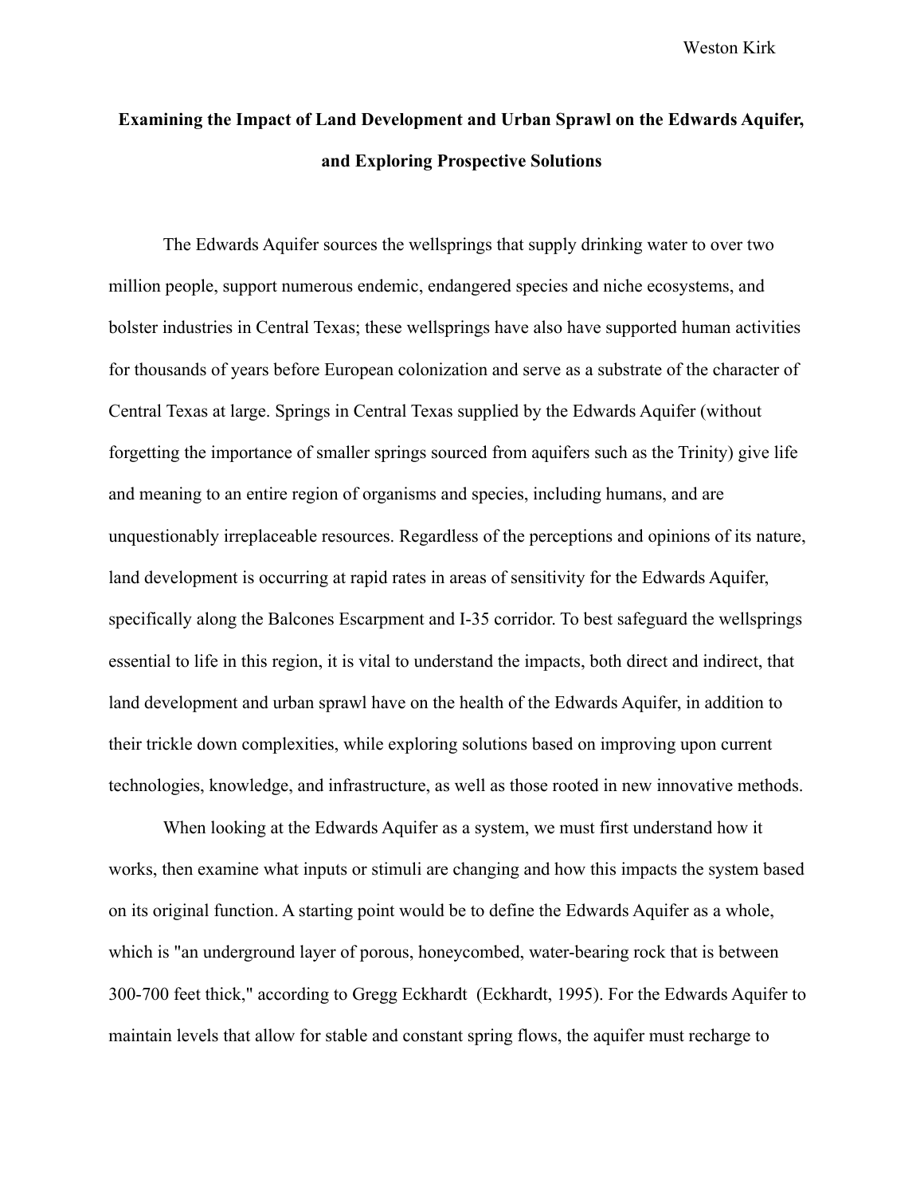Weston Kirk

**Examining the Impact of Land Development and Urban Sprawl on the Edwards Aquifer, and Exploring Prospective Solutions**

The Edwards Aquifer sources the wellsprings that supply drinking water to over two million people, support numerous endemic, endangered species and niche ecosystems, and bolster industries in Central Texas; these wellsprings have also have supported human activities for thousands of years before European colonization and serve as a substrate of the character of Central Texas at large. Springs in Central Texas supplied by the Edwards Aquifer (without forgetting the importance of smaller springs sourced from aquifers such as the Trinity) give life and meaning to an entire region of organisms and species, including humans, and are unquestionably irreplaceable resources. Regardless of the perceptions and opinions of its nature, land development is occurring at rapid rates in areas of sensitivity for the Edwards Aquifer, specifically along the Balcones Escarpment and I-35 corridor. To best safeguard the wellsprings essential to life in this region, it is vital to understand the impacts, both direct and indirect, that land development and urban sprawl have on the health of the Edwards Aquifer, in addition to their trickle down complexities, while exploring solutions based on improving upon current technologies, knowledge, and infrastructure, as well as those rooted in new innovative methods.

When looking at the Edwards Aquifer as a system, we must first understand how it works, then examine what inputs or stimuli are changing and how this impacts the system based on its original function. A starting point would be to define the Edwards Aquifer as a whole, which is "an underground layer of porous, honeycombed, water-bearing rock that is between 300-700 feet thick," according to Gregg Eckhardt (Eckhardt, 1995). For the Edwards Aquifer to maintain levels that allow for stable and constant spring flows, the aquifer must recharge to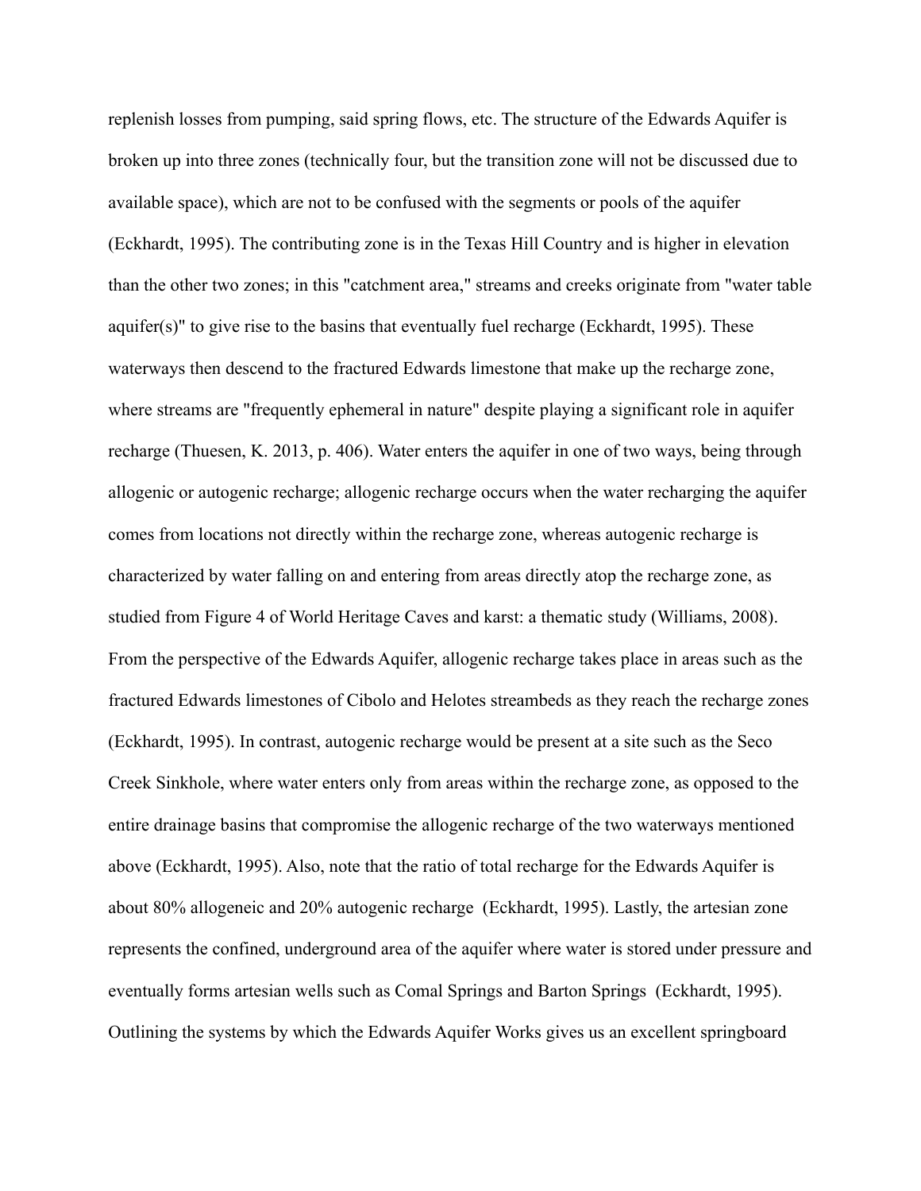replenish losses from pumping, said spring flows, etc. The structure of the Edwards Aquifer is broken up into three zones (technically four, but the transition zone will not be discussed due to available space), which are not to be confused with the segments or pools of the aquifer (Eckhardt, 1995). The contributing zone is in the Texas Hill Country and is higher in elevation than the other two zones; in this "catchment area," streams and creeks originate from "water table aquifer(s)" to give rise to the basins that eventually fuel recharge (Eckhardt, 1995). These waterways then descend to the fractured Edwards limestone that make up the recharge zone, where streams are "frequently ephemeral in nature" despite playing a significant role in aquifer recharge (Thuesen, K. 2013, p. 406). Water enters the aquifer in one of two ways, being through allogenic or autogenic recharge; allogenic recharge occurs when the water recharging the aquifer comes from locations not directly within the recharge zone, whereas autogenic recharge is characterized by water falling on and entering from areas directly atop the recharge zone, as studied from Figure 4 of World Heritage Caves and karst: a thematic study (Williams, 2008). From the perspective of the Edwards Aquifer, allogenic recharge takes place in areas such as the fractured Edwards limestones of Cibolo and Helotes streambeds as they reach the recharge zones (Eckhardt, 1995). In contrast, autogenic recharge would be present at a site such as the Seco Creek Sinkhole, where water enters only from areas within the recharge zone, as opposed to the entire drainage basins that compromise the allogenic recharge of the two waterways mentioned above (Eckhardt, 1995). Also, note that the ratio of total recharge for the Edwards Aquifer is about 80% allogeneic and 20% autogenic recharge (Eckhardt, 1995). Lastly, the artesian zone represents the confined, underground area of the aquifer where water is stored under pressure and eventually forms artesian wells such as Comal Springs and Barton Springs (Eckhardt, 1995). Outlining the systems by which the Edwards Aquifer Works gives us an excellent springboard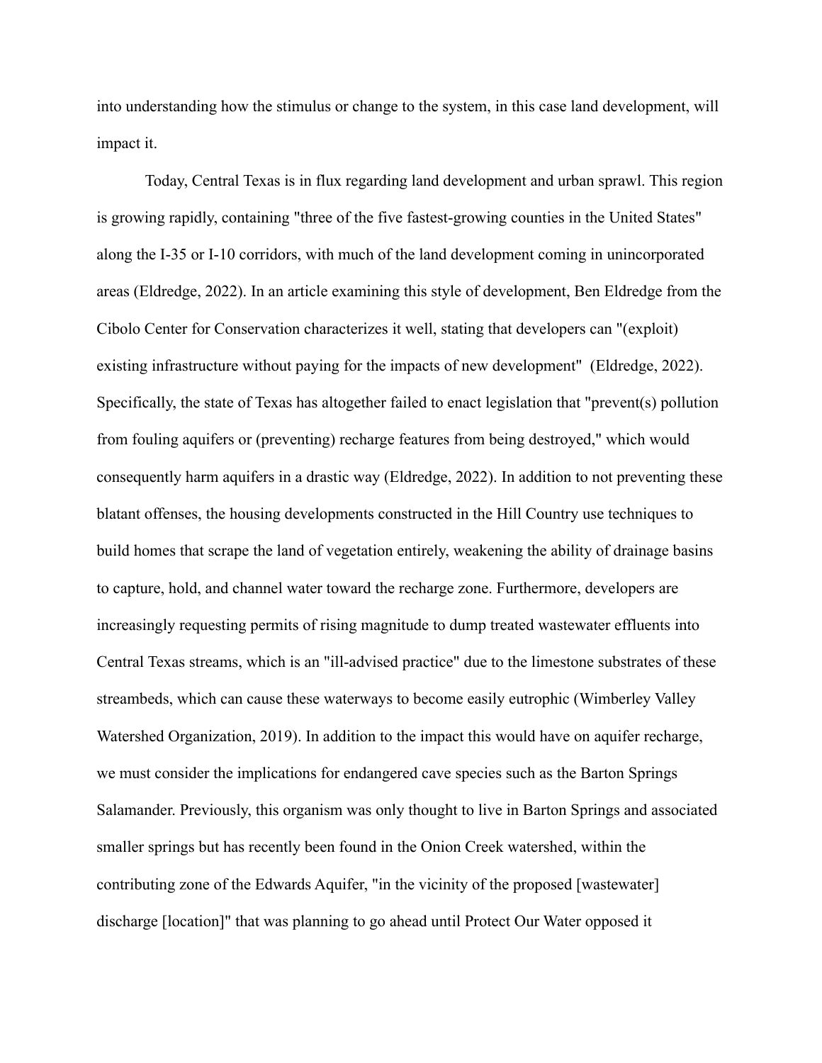into understanding how the stimulus or change to the system, in this case land development, will impact it.

Today, Central Texas is in flux regarding land development and urban sprawl. This region is growing rapidly, containing "three of the five fastest-growing counties in the United States" along the I-35 or I-10 corridors, with much of the land development coming in unincorporated areas (Eldredge, 2022). In an article examining this style of development, Ben Eldredge from the Cibolo Center for Conservation characterizes it well, stating that developers can "(exploit) existing infrastructure without paying for the impacts of new development" (Eldredge, 2022). Specifically, the state of Texas has altogether failed to enact legislation that "prevent(s) pollution from fouling aquifers or (preventing) recharge features from being destroyed," which would consequently harm aquifers in a drastic way (Eldredge, 2022). In addition to not preventing these blatant offenses, the housing developments constructed in the Hill Country use techniques to build homes that scrape the land of vegetation entirely, weakening the ability of drainage basins to capture, hold, and channel water toward the recharge zone. Furthermore, developers are increasingly requesting permits of rising magnitude to dump treated wastewater effluents into Central Texas streams, which is an "ill-advised practice" due to the limestone substrates of these streambeds, which can cause these waterways to become easily eutrophic (Wimberley Valley Watershed Organization, 2019). In addition to the impact this would have on aquifer recharge, we must consider the implications for endangered cave species such as the Barton Springs Salamander. Previously, this organism was only thought to live in Barton Springs and associated smaller springs but has recently been found in the Onion Creek watershed, within the contributing zone of the Edwards Aquifer, "in the vicinity of the proposed [wastewater] discharge [location]" that was planning to go ahead until Protect Our Water opposed it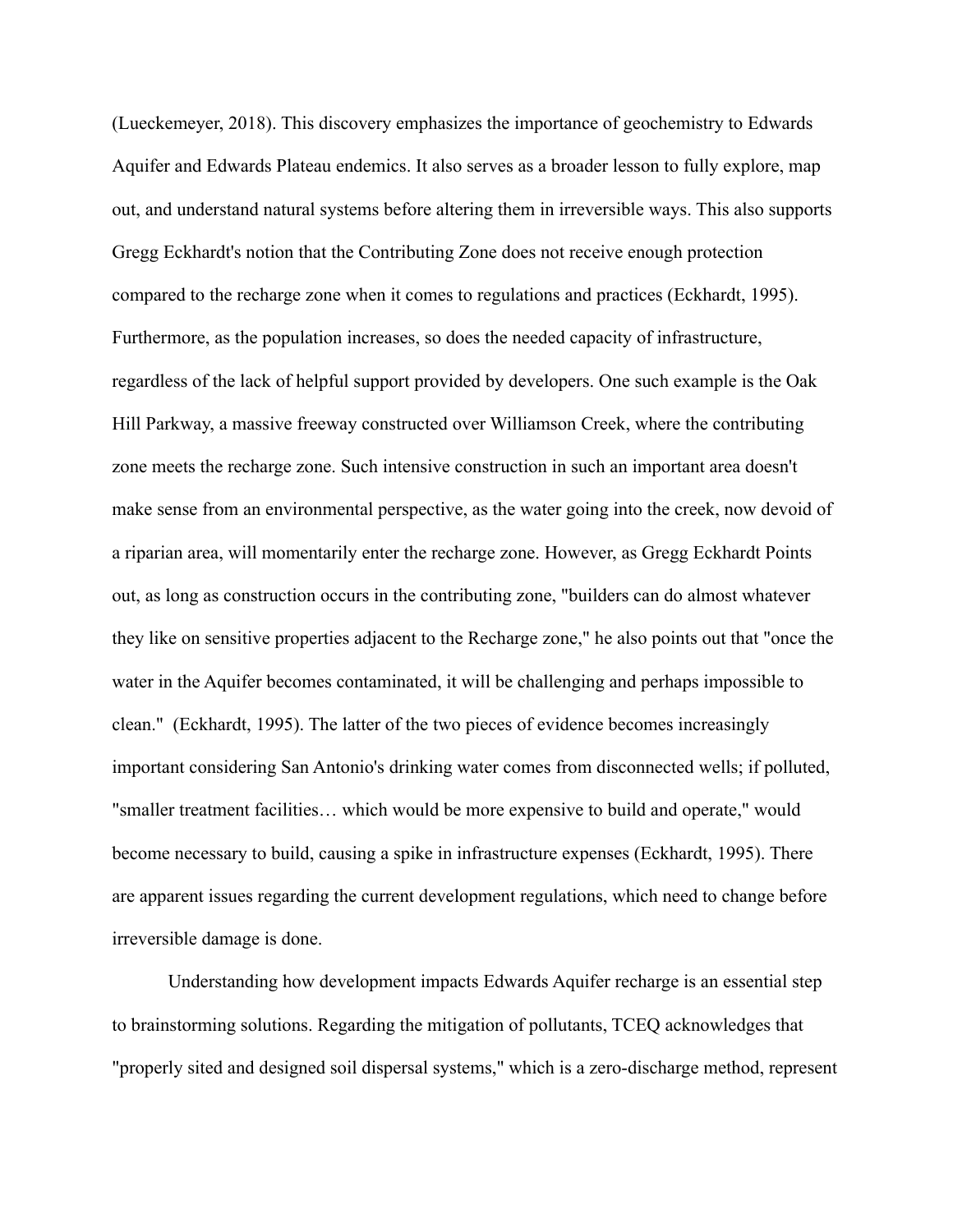(Lueckemeyer, 2018). This discovery emphasizes the importance of geochemistry to Edwards Aquifer and Edwards Plateau endemics. It also serves as a broader lesson to fully explore, map out, and understand natural systems before altering them in irreversible ways. This also supports Gregg Eckhardt's notion that the Contributing Zone does not receive enough protection compared to the recharge zone when it comes to regulations and practices (Eckhardt, 1995). Furthermore, as the population increases, so does the needed capacity of infrastructure, regardless of the lack of helpful support provided by developers. One such example is the Oak Hill Parkway, a massive freeway constructed over Williamson Creek, where the contributing zone meets the recharge zone. Such intensive construction in such an important area doesn't make sense from an environmental perspective, as the water going into the creek, now devoid of a riparian area, will momentarily enter the recharge zone. However, as Gregg Eckhardt Points out, as long as construction occurs in the contributing zone, "builders can do almost whatever they like on sensitive properties adjacent to the Recharge zone," he also points out that "once the water in the Aquifer becomes contaminated, it will be challenging and perhaps impossible to clean." (Eckhardt, 1995). The latter of the two pieces of evidence becomes increasingly important considering San Antonio's drinking water comes from disconnected wells; if polluted, "smaller treatment facilities… which would be more expensive to build and operate," would become necessary to build, causing a spike in infrastructure expenses (Eckhardt, 1995). There are apparent issues regarding the current development regulations, which need to change before irreversible damage is done.

Understanding how development impacts Edwards Aquifer recharge is an essential step to brainstorming solutions. Regarding the mitigation of pollutants, TCEQ acknowledges that "properly sited and designed soil dispersal systems," which is a zero-discharge method, represent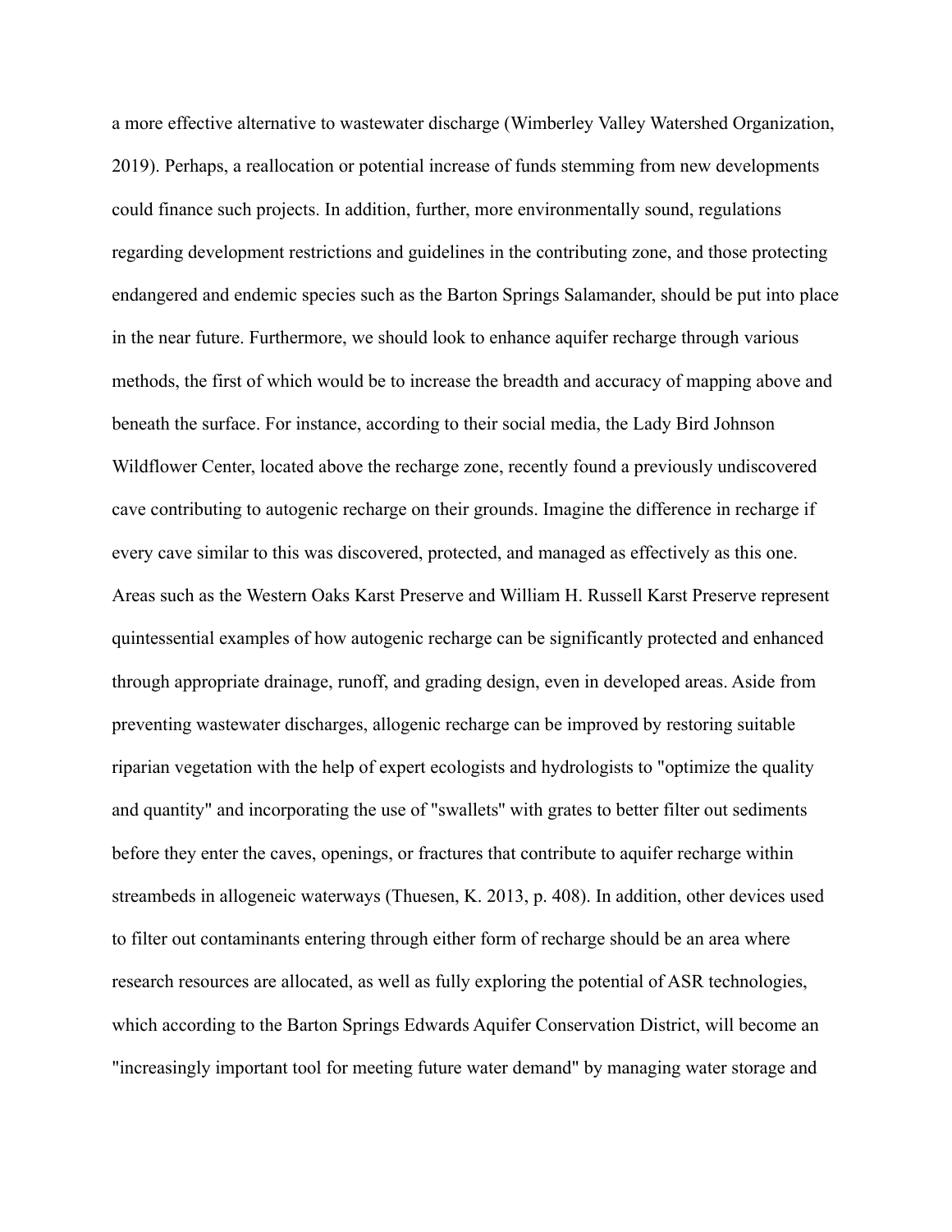a more effective alternative to wastewater discharge (Wimberley Valley Watershed Organization, 2019). Perhaps, a reallocation or potential increase of funds stemming from new developments could finance such projects. In addition, further, more environmentally sound, regulations regarding development restrictions and guidelines in the contributing zone, and those protecting endangered and endemic species such as the Barton Springs Salamander, should be put into place in the near future. Furthermore, we should look to enhance aquifer recharge through various methods, the first of which would be to increase the breadth and accuracy of mapping above and beneath the surface. For instance, according to their social media, the Lady Bird Johnson Wildflower Center, located above the recharge zone, recently found a previously undiscovered cave contributing to autogenic recharge on their grounds. Imagine the difference in recharge if every cave similar to this was discovered, protected, and managed as effectively as this one. Areas such as the Western Oaks Karst Preserve and William H. Russell Karst Preserve represent quintessential examples of how autogenic recharge can be significantly protected and enhanced through appropriate drainage, runoff, and grading design, even in developed areas. Aside from preventing wastewater discharges, allogenic recharge can be improved by restoring suitable riparian vegetation with the help of expert ecologists and hydrologists to "optimize the quality and quantity" and incorporating the use of "swallets" with grates to better filter out sediments before they enter the caves, openings, or fractures that contribute to aquifer recharge within streambeds in allogeneic waterways (Thuesen, K. 2013, p. 408). In addition, other devices used to filter out contaminants entering through either form of recharge should be an area where research resources are allocated, as well as fully exploring the potential of ASR technologies, which according to the Barton Springs Edwards Aquifer Conservation District, will become an "increasingly important tool for meeting future water demand" by managing water storage and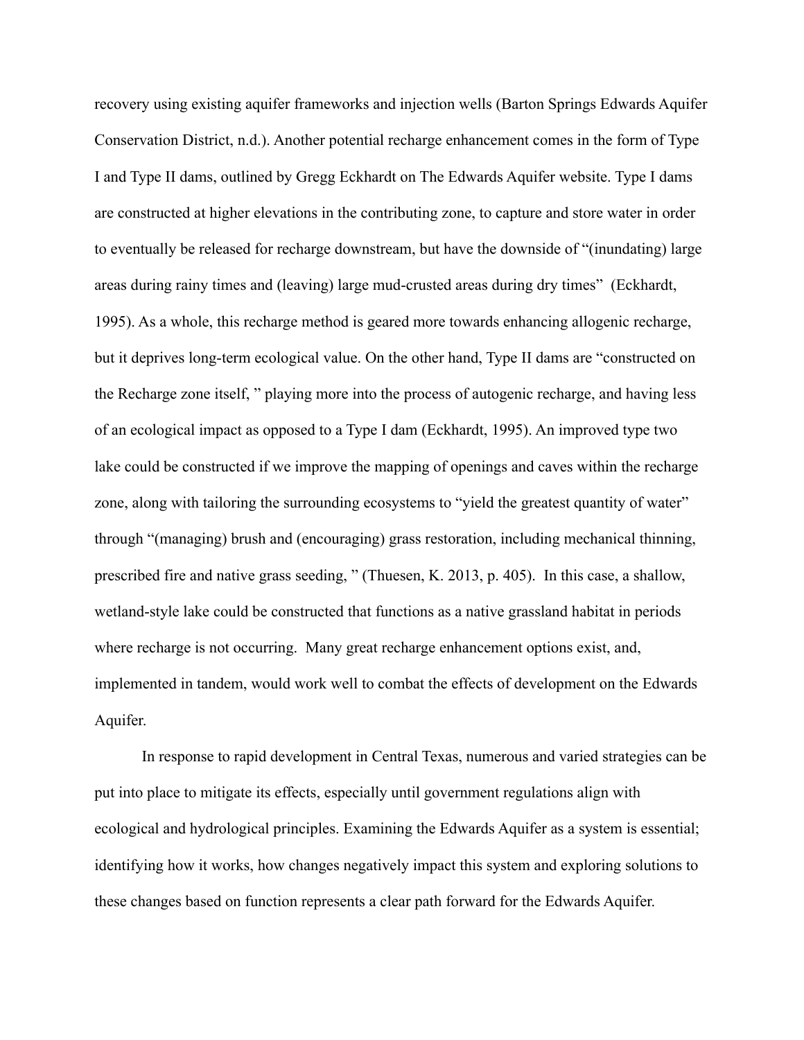recovery using existing aquifer frameworks and injection wells (Barton Springs Edwards Aquifer Conservation District, n.d.). Another potential recharge enhancement comes in the form of Type I and Type II dams, outlined by Gregg Eckhardt on The Edwards Aquifer website. Type I dams are constructed at higher elevations in the contributing zone, to capture and store water in order to eventually be released for recharge downstream, but have the downside of "(inundating) large areas during rainy times and (leaving) large mud-crusted areas during dry times" (Eckhardt, 1995). As a whole, this recharge method is geared more towards enhancing allogenic recharge, but it deprives long-term ecological value. On the other hand, Type II dams are "constructed on the Recharge zone itself, " playing more into the process of autogenic recharge, and having less of an ecological impact as opposed to a Type I dam (Eckhardt, 1995). An improved type two lake could be constructed if we improve the mapping of openings and caves within the recharge zone, along with tailoring the surrounding ecosystems to "yield the greatest quantity of water" through "(managing) brush and (encouraging) grass restoration, including mechanical thinning, prescribed fire and native grass seeding, " (Thuesen, K. 2013, p. 405). In this case, a shallow, wetland-style lake could be constructed that functions as a native grassland habitat in periods where recharge is not occurring. Many great recharge enhancement options exist, and, implemented in tandem, would work well to combat the effects of development on the Edwards Aquifer.

In response to rapid development in Central Texas, numerous and varied strategies can be put into place to mitigate its effects, especially until government regulations align with ecological and hydrological principles. Examining the Edwards Aquifer as a system is essential; identifying how it works, how changes negatively impact this system and exploring solutions to these changes based on function represents a clear path forward for the Edwards Aquifer.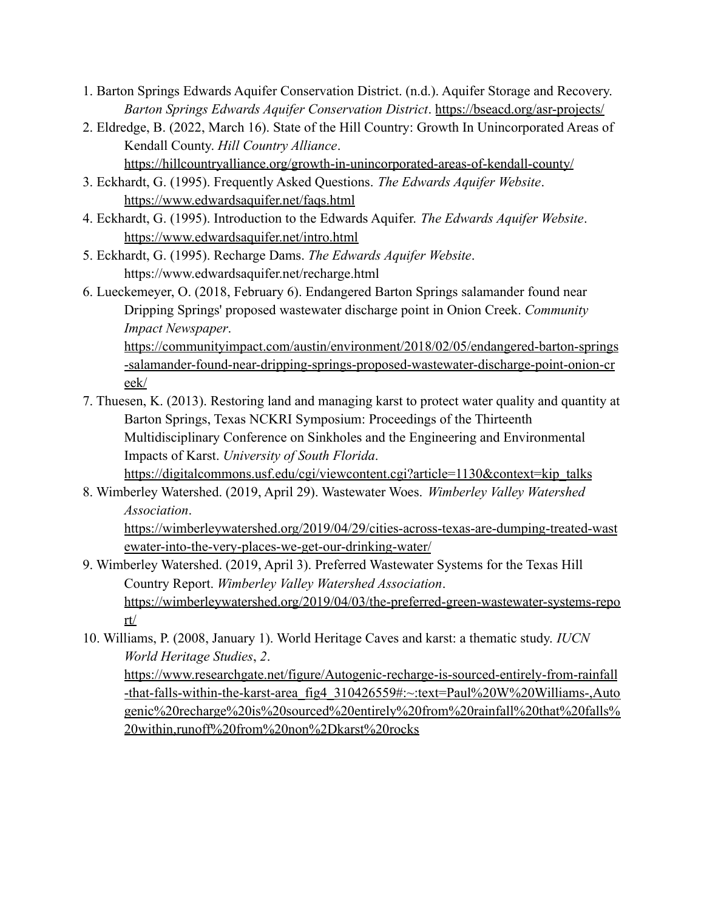1. Barton Springs Edwards Aquifer Conservation District. (n.d.). Aquifer Storage and Recovery. *Barton Springs Edwards Aquifer Conservation District*. https://bseacd.org/asr-projects/
2. Eldredge, B. (2022, March 16). State of the Hill Country: Growth In Unincorporated Areas of Kendall County. *Hill Country Alliance*. https://hillcountryalliance.org/growth-in-unincorporated-areas-of-kendall-county/
3. Eckhardt, G. (1995). Frequently Asked Questions. *The Edwards Aquifer Website*. https://www.edwardsaquifer.net/faqs.html
4. Eckhardt, G. (1995). Introduction to the Edwards Aquifer. *The Edwards Aquifer Website*. https://www.edwardsaquifer.net/intro.html
5. Eckhardt, G. (1995). Recharge Dams. *The Edwards Aquifer Website*. https://www.edwardsaquifer.net/recharge.html
6. Lueckemeyer, O. (2018, February 6). Endangered Barton Springs salamander found near Dripping Springs' proposed wastewater discharge point in Onion Creek. *Community Impact Newspaper*. https://communityimpact.com/austin/environment/2018/02/05/endangered-barton-springs-salamander-found-near-dripping-springs-proposed-wastewater-discharge-point-onion-creek/
7. Thuesen, K. (2013). Restoring land and managing karst to protect water quality and quantity at Barton Springs, Texas NCKRI Symposium: Proceedings of the Thirteenth Multidisciplinary Conference on Sinkholes and the Engineering and Environmental Impacts of Karst. *University of South Florida*. https://digitalcommons.usf.edu/cgi/viewcontent.cgi?article=1130&context=kip_talks
8. Wimberley Watershed. (2019, April 29). Wastewater Woes. *Wimberley Valley Watershed Association*. https://wimberleywatershed.org/2019/04/29/cities-across-texas-are-dumping-treated-wastewater-into-the-very-places-we-get-our-drinking-water/
9. Wimberley Watershed. (2019, April 3). Preferred Wastewater Systems for the Texas Hill Country Report. *Wimberley Valley Watershed Association*. https://wimberleywatershed.org/2019/04/03/the-preferred-green-wastewater-systems-report/
10. Williams, P. (2008, January 1). World Heritage Caves and karst: a thematic study. *IUCN World Heritage Studies*, *2*. https://www.researchgate.net/figure/Autogenic-recharge-is-sourced-entirely-from-rainfall-that-falls-within-the-karst-area_fig4_310426559#:~:text=Paul%20W%20Williams-,Autogenic%20recharge%20is%20sourced%20entirely%20from%20rainfall%20that%20falls%20within,runoff%20from%20non%2Dkarst%20rocks